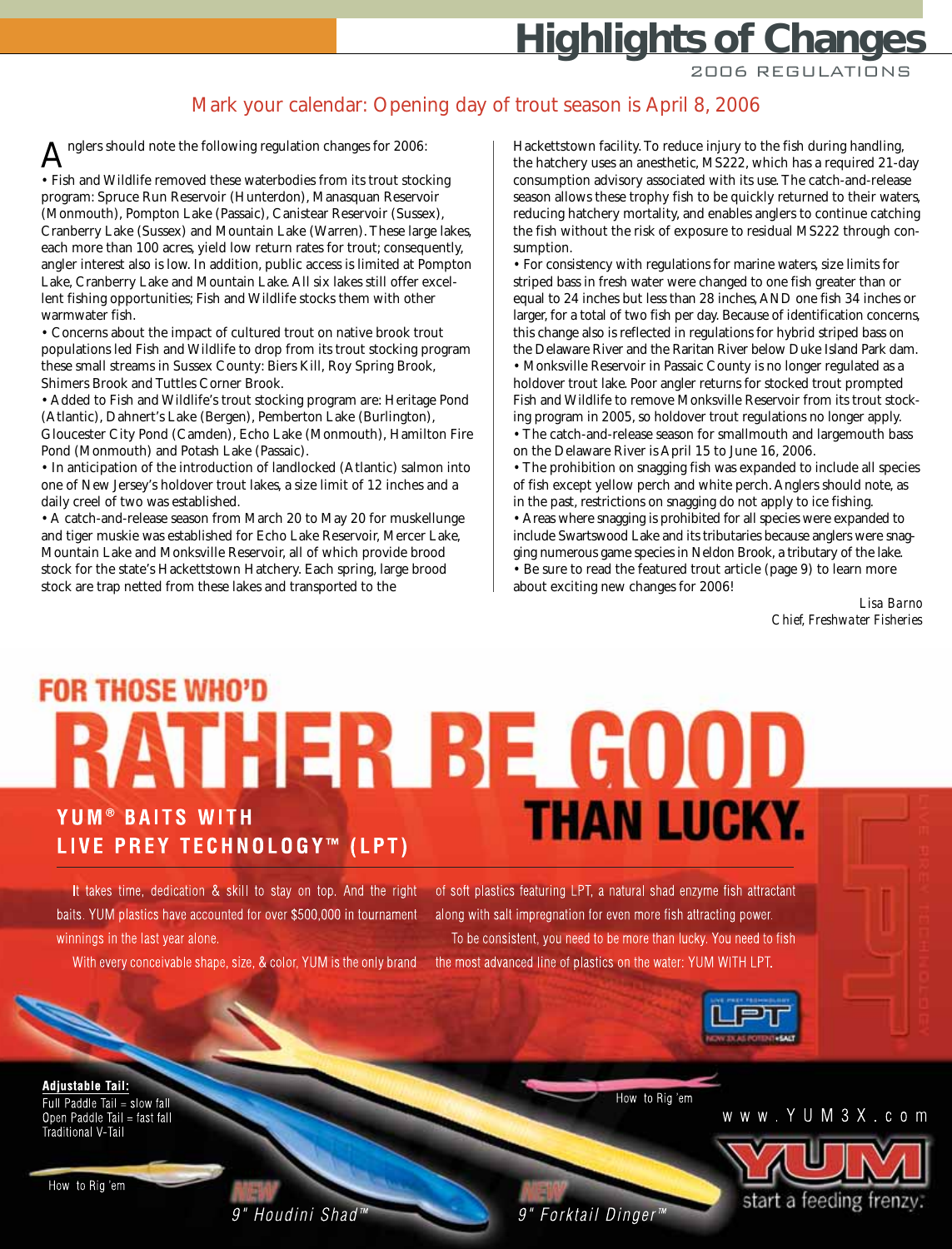# Highlights of Changes

2006 REGULATIONS

## Mark your calendar: Opening day of trout season is April 8, 2006

Anglers should note the following regulation changes for 2006:

- Fish and Wildlife removed these waterbodies from its trout stocking program: Spruce Run Reservoir (Hunterdon), Manasquan Reservoir (Monmouth), Pompton Lake (Passaic), Canistear Reservoir (Sussex), Cranberry Lake (Sussex) and Mountain Lake (Warren). These large lakes, each more than 100 acres, yield low return rates for trout; consequently, angler interest also is low. In addition, public access is limited at Pompton Lake, Cranberry Lake and Mountain Lake. All six lakes still offer excellent fishing opportunities; Fish and Wildlife stocks them with other warmwater fish.
- Concerns about the impact of cultured trout on native brook trout populations led Fish and Wildlife to drop from its trout stocking program these small streams in Sussex County: Biers Kill, Roy Spring Brook, Shimers Brook and Tuttles Corner Brook.
- Added to Fish and Wildlife's trout stocking program are: Heritage Pond (Atlantic), Dahnert's Lake (Bergen), Pemberton Lake (Burlington), Gloucester City Pond (Camden), Echo Lake (Monmouth), Hamilton Fire Pond (Monmouth) and Potash Lake (Passaic).
- In anticipation of the introduction of landlocked (Atlantic) salmon into one of New Jersey's holdover trout lakes, a size limit of 12 inches and a daily creel of two was established.
- A catch-and-release season from March 20 to May 20 for muskellunge and tiger muskie was established for Echo Lake Reservoir, Mercer Lake, Mountain Lake and Monksville Reservoir, all of which provide brood stock for the state's Hackettstown Hatchery. Each spring, large brood stock are trap netted from these lakes and transported to the Hackettstown facility. To reduce injury to the fish during handling, the hatchery uses an anesthetic, MS222, which has a required 21-day consumption advisory associated with its use. The catch-and-release season allows these trophy fish to be quickly returned to their waters, reducing hatchery mortality, and enables anglers to continue catching the fish without the risk of exposure to residual MS222 through consumption.
- For consistency with regulations for marine waters, size limits for striped bass in fresh water were changed to one fish greater than or equal to 24 inches but less than 28 inches, AND one fish 34 inches or larger, for a total of two fish per day. Because of identification concerns, this change also is reflected in regulations for hybrid striped bass on the Delaware River and the Raritan River below Duke Island Park dam.
- Monksville Reservoir in Passaic County is no longer regulated as a holdover trout lake. Poor angler returns for stocked trout prompted Fish and Wildlife to remove Monksville Reservoir from its trout stocking program in 2005, so holdover trout regulations no longer apply.
- The catch-and-release season for smallmouth and largemouth bass on the Delaware River is April 15 to June 16, 2006.
- The prohibition on snagging fish was expanded to include all species of fish except yellow perch and white perch. Anglers should note, as in the past, restrictions on snagging do not apply to ice fishing.
- Areas where snagging is prohibited for all species were expanded to include Swartswood Lake and its tributaries because anglers were snagging numerous game species in Neldon Brook, a tributary of the lake.
- Be sure to read the featured trout article (page 9) to learn more about exciting new changes for 2006!

*Lisa Barno*
*Chief, Freshwater Fisheries*

---

FOR THOSE WHO'D **RATHER BE GOOD THAN LUCKY.**

**YUM® BAITS WITH LIVE PREY TECHNOLOGY™ (LPT)**

It takes time, dedication & skill to stay on top. And the right baits. YUM plastics have accounted for over $500,000 in tournament winnings in the last year alone.

With every conceivable shape, size, & color, YUM is the only brand of soft plastics featuring LPT, a natural shad enzyme fish attractant along with salt impregnation for even more fish attracting power.

To be consistent, you need to be more than lucky. You need to fish the most advanced line of plastics on the water: YUM WITH LPT.

**Adjustable Tail:**
Full Paddle Tail = slow fall
Open Paddle Tail = fast fall
Traditional V-Tail

How to Rig 'em

NEW 9" Houdini Shad™

How to Rig 'em

NEW 9" Forktail Dinger™

www.YUM3X.com

YUM start a feeding frenzy.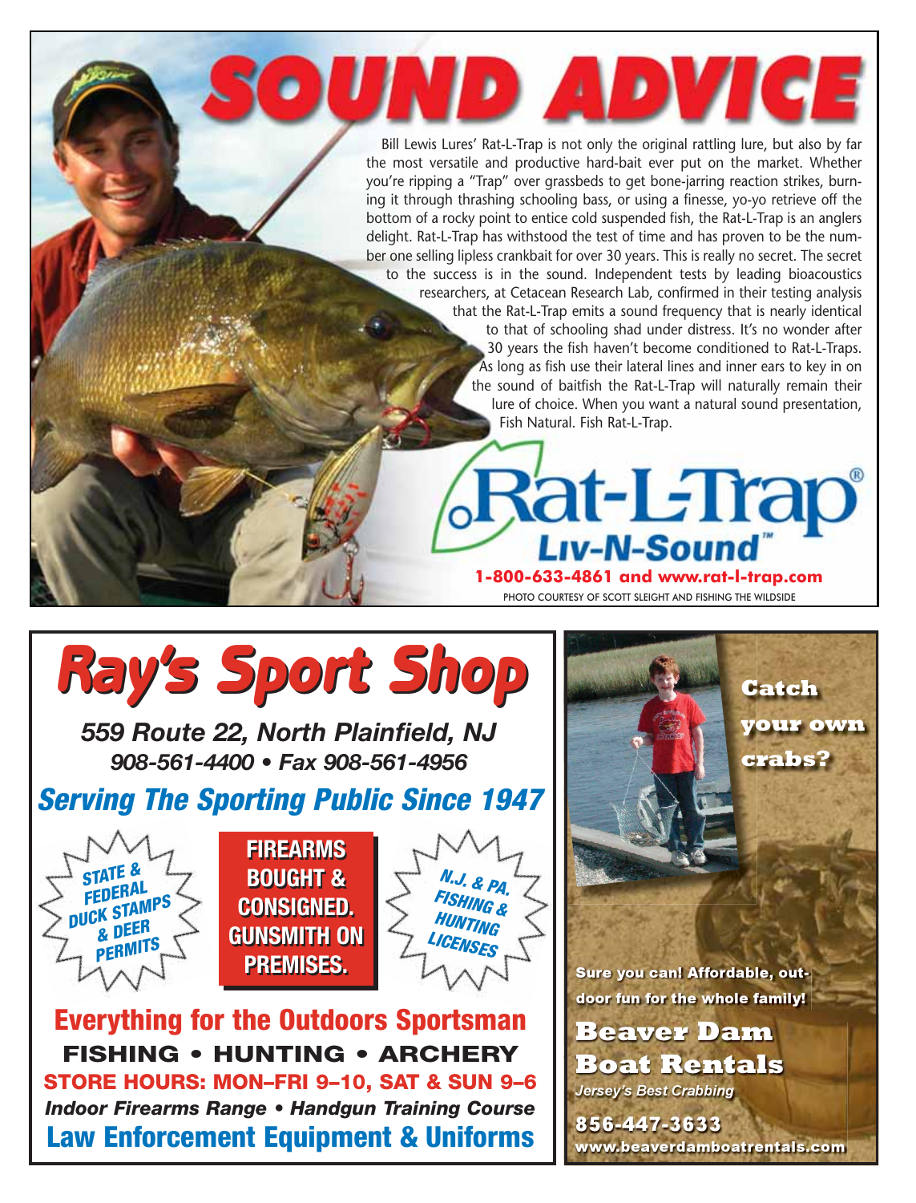# SOUND ADVICE

Bill Lewis Lures' Rat-L-Trap is not only the original rattling lure, but also by far the most versatile and productive hard-bait ever put on the market. Whether you're ripping a "Trap" over grassbeds to get bone-jarring reaction strikes, burning it through thrashing schooling bass, or using a finesse, yo-yo retrieve off the bottom of a rocky point to entice cold suspended fish, the Rat-L-Trap is an anglers delight. Rat-L-Trap has withstood the test of time and has proven to be the number one selling lipless crankbait for over 30 years. This is really no secret. The secret to the success is in the sound. Independent tests by leading bioacoustics researchers, at Cetacean Research Lab, confirmed in their testing analysis that the Rat-L-Trap emits a sound frequency that is nearly identical to that of schooling shad under distress. It's no wonder after 30 years the fish haven't become conditioned to Rat-L-Traps. As long as fish use their lateral lines and inner ears to key in on the sound of baitfish the Rat-L-Trap will naturally remain their lure of choice. When you want a natural sound presentation, Fish Natural. Fish Rat-L-Trap.

**Rat-L-Trap®**
**Liv-N-Sound™**

**1-800-633-4861 and www.rat-l-trap.com**

PHOTO COURTESY OF SCOTT SLEIGHT AND FISHING THE WILDSIDE

# Ray's Sport Shop

***559 Route 22, North Plainfield, NJ***
***908-561-4400 • Fax 908-561-4956***

## *Serving The Sporting Public Since 1947*

STATE & FEDERAL DUCK STAMPS & DEER PERMITS

**FIREARMS BOUGHT & CONSIGNED. GUNSMITH ON PREMISES.**

N.J. & PA. FISHING & HUNTING LICENSES

## Everything for the Outdoors Sportsman

**FISHING • HUNTING • ARCHERY**

**STORE HOURS: MON–FRI 9–10, SAT & SUN 9–6**

***Indoor Firearms Range • Handgun Training Course***

## Law Enforcement Equipment & Uniforms

**Catch your own crabs?**

**Sure you can! Affordable, outdoor fun for the whole family!**

## Beaver Dam Boat Rentals

*Jersey's Best Crabbing*

**856-447-3633**
**www.beaverdamboatrentals.com**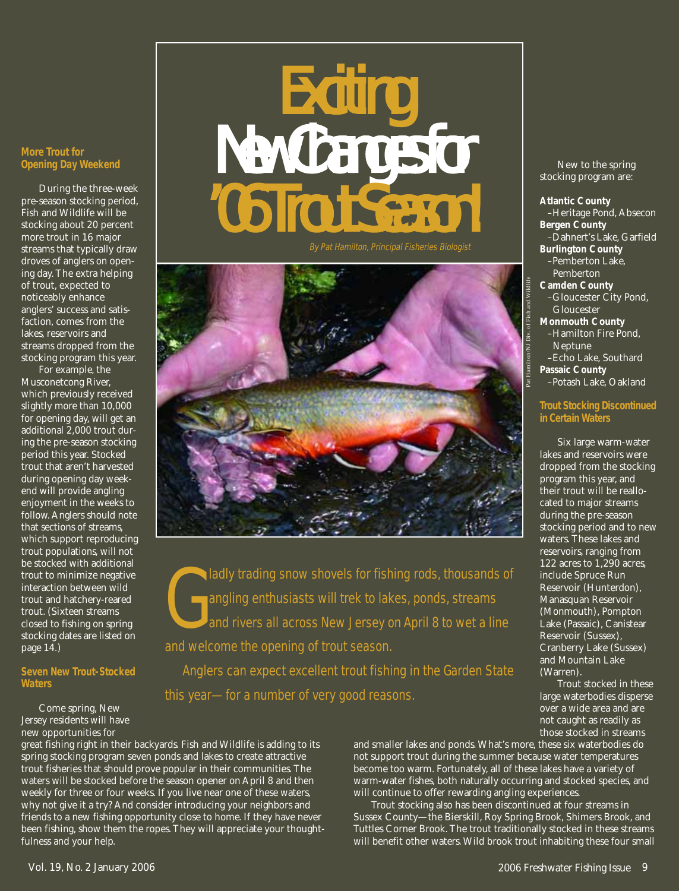# Exciting New Changes for '06 Trout Season!

*By Pat Hamilton, Principal Fisheries Biologist*

Pat Hamilton/NJ Div. of Fish and Wildlife

Gladly trading snow shovels for fishing rods, thousands of angling enthusiasts will trek to lakes, ponds, streams and rivers all across New Jersey on April 8 to wet a line and welcome the opening of trout season.

Anglers can expect excellent trout fishing in the Garden State this year—for a number of very good reasons.

### More Trout for Opening Day Weekend

During the three-week pre-season stocking period, Fish and Wildlife will be stocking about 20 percent more trout in 16 major streams that typically draw droves of anglers on opening day. The extra helping of trout, expected to noticeably enhance anglers' success and satisfaction, comes from the lakes, reservoirs and streams dropped from the stocking program this year.

For example, the Musconetcong River, which previously received slightly more than 10,000 for opening day, will get an additional 2,000 trout during the pre-season stocking period this year. Stocked trout that aren't harvested during opening day weekend will provide angling enjoyment in the weeks to follow. Anglers should note that sections of streams, which support reproducing trout populations, will not be stocked with additional trout to minimize negative interaction between wild trout and hatchery-reared trout. (Sixteen streams closed to fishing on spring stocking dates are listed on page 14.)

### Seven New Trout-Stocked Waters

Come spring, New Jersey residents will have new opportunities for great fishing right in their backyards. Fish and Wildlife is adding to its spring stocking program seven ponds and lakes to create attractive trout fisheries that should prove popular in their communities. The waters will be stocked before the season opener on April 8 and then weekly for three or four weeks. If you live near one of these waters, why not give it a try? And consider introducing your neighbors and friends to a new fishing opportunity close to home. If they have never been fishing, show them the ropes. They will appreciate your thoughtfulness and your help.

New to the spring stocking program are:

**Atlantic County**
- Heritage Pond, Absecon

**Bergen County**
- Dahnert's Lake, Garfield

**Burlington County**
- Pemberton Lake, Pemberton

**Camden County**
- Gloucester City Pond, Gloucester

**Monmouth County**
- Hamilton Fire Pond, Neptune
- Echo Lake, Southard

**Passaic County**
- Potash Lake, Oakland

### Trout Stocking Discontinued in Certain Waters

Six large warm-water lakes and reservoirs were dropped from the stocking program this year, and their trout will be reallocated to major streams during the pre-season stocking period and to new waters. These lakes and reservoirs, ranging from 122 acres to 1,290 acres, include Spruce Run Reservoir (Hunterdon), Manasquan Reservoir (Monmouth), Pompton Lake (Passaic), Canistear Reservoir (Sussex), Cranberry Lake (Sussex) and Mountain Lake (Warren).

Trout stocked in these large waterbodies disperse over a wide area and are not caught as readily as those stocked in streams and smaller lakes and ponds. What's more, these six waterbodies do not support trout during the summer because water temperatures become too warm. Fortunately, all of these lakes have a variety of warm-water fishes, both naturally occurring and stocked species, and will continue to offer rewarding angling experiences.

Trout stocking also has been discontinued at four streams in Sussex County—the Bierskill, Roy Spring Brook, Shimers Brook, and Tuttles Corner Brook. The trout traditionally stocked in these streams will benefit other waters. Wild brook trout inhabiting these four small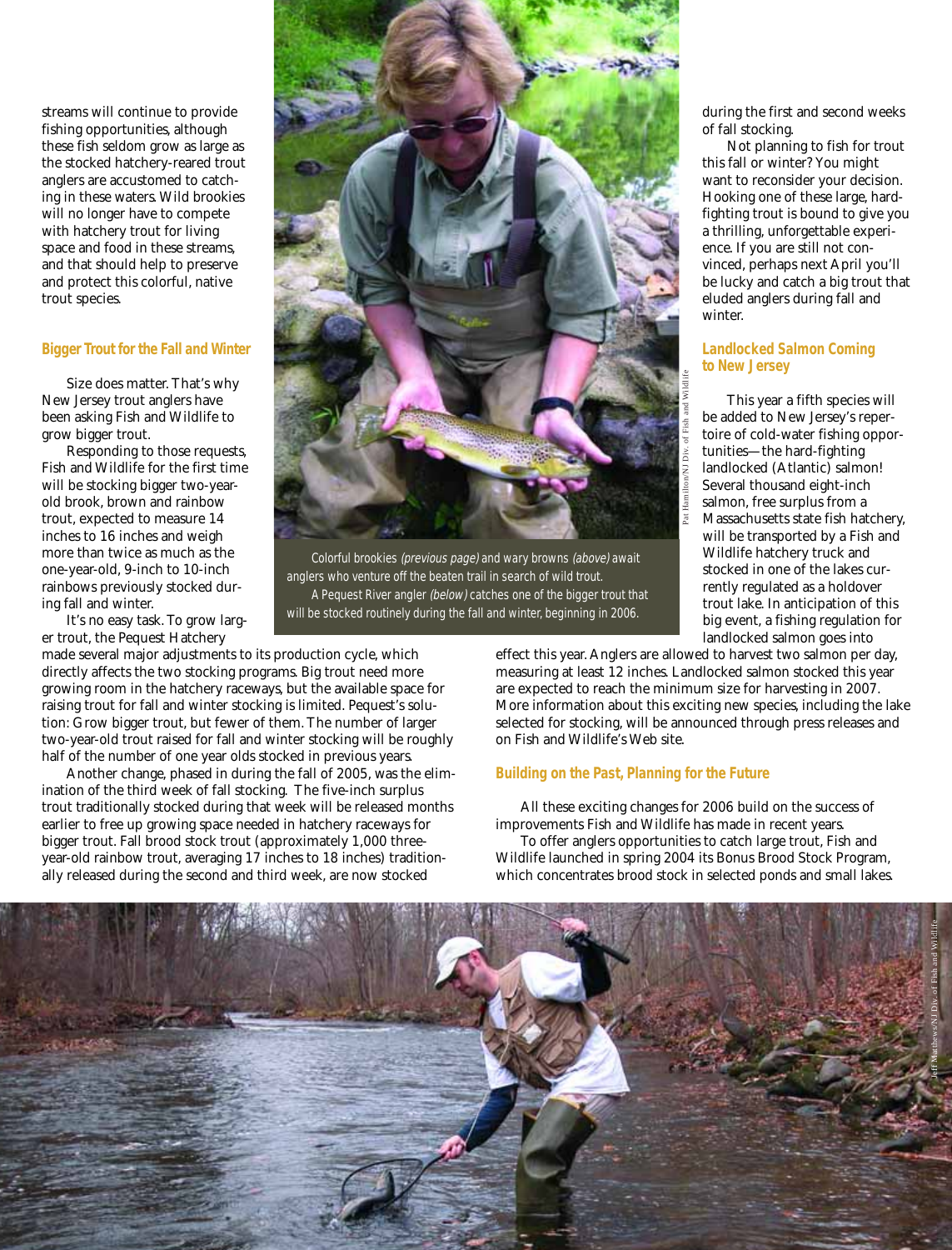streams will continue to provide fishing opportunities, although these fish seldom grow as large as the stocked hatchery-reared trout anglers are accustomed to catching in these waters. Wild brookies will no longer have to compete with hatchery trout for living space and food in these streams, and that should help to preserve and protect this colorful, native trout species.

## Bigger Trout for the Fall and Winter

Size does matter. That's why New Jersey trout anglers have been asking Fish and Wildlife to grow bigger trout.

Responding to those requests, Fish and Wildlife for the first time will be stocking bigger two-year-old brook, brown and rainbow trout, expected to measure 14 inches to 16 inches and weigh more than twice as much as the one-year-old, 9-inch to 10-inch rainbows previously stocked during fall and winter.

It's no easy task. To grow larger trout, the Pequest Hatchery made several major adjustments to its production cycle, which directly affects the two stocking programs. Big trout need more growing room in the hatchery raceways, but the available space for raising trout for fall and winter stocking is limited. Pequest's solution: Grow bigger trout, but fewer of them. The number of larger two-year-old trout raised for fall and winter stocking will be roughly half of the number of one year olds stocked in previous years.

Another change, phased in during the fall of 2005, was the elimination of the third week of fall stocking. The five-inch surplus trout traditionally stocked during that week will be released months earlier to free up growing space needed in hatchery raceways for bigger trout. Fall brood stock trout (approximately 1,000 three-year-old rainbow trout, averaging 17 inches to 18 inches) traditionally released during the second and third week, are now stocked during the first and second weeks of fall stocking.

Not planning to fish for trout this fall or winter? You might want to reconsider your decision. Hooking one of these large, hard-fighting trout is bound to give you a thrilling, unforgettable experience. If you are still not convinced, perhaps next April you'll be lucky and catch a big trout that eluded anglers during fall and winter.

Colorful brookies *(previous page)* and wary browns *(above)* await anglers who venture off the beaten trail in search of wild trout.

A Pequest River angler *(below)* catches one of the bigger trout that will be stocked routinely during the fall and winter, beginning in 2006.

Pat Hamilton/NJ Div. of Fish and Wildlife

## Landlocked Salmon Coming to New Jersey

This year a fifth species will be added to New Jersey's repertoire of cold-water fishing opportunities—the hard-fighting landlocked (Atlantic) salmon! Several thousand eight-inch salmon, free surplus from a Massachusetts state fish hatchery, will be transported by a Fish and Wildlife hatchery truck and stocked in one of the lakes currently regulated as a holdover trout lake. In anticipation of this big event, a fishing regulation for landlocked salmon goes into effect this year. Anglers are allowed to harvest two salmon per day, measuring at least 12 inches. Landlocked salmon stocked this year are expected to reach the minimum size for harvesting in 2007. More information about this exciting new species, including the lake selected for stocking, will be announced through press releases and on Fish and Wildlife's Web site.

## Building on the Past, Planning for the Future

All these exciting changes for 2006 build on the success of improvements Fish and Wildlife has made in recent years.

To offer anglers opportunities to catch large trout, Fish and Wildlife launched in spring 2004 its Bonus Brood Stock Program, which concentrates brood stock in selected ponds and small lakes.

Jeff Matthews/NJ Div. of Fish and Wildlife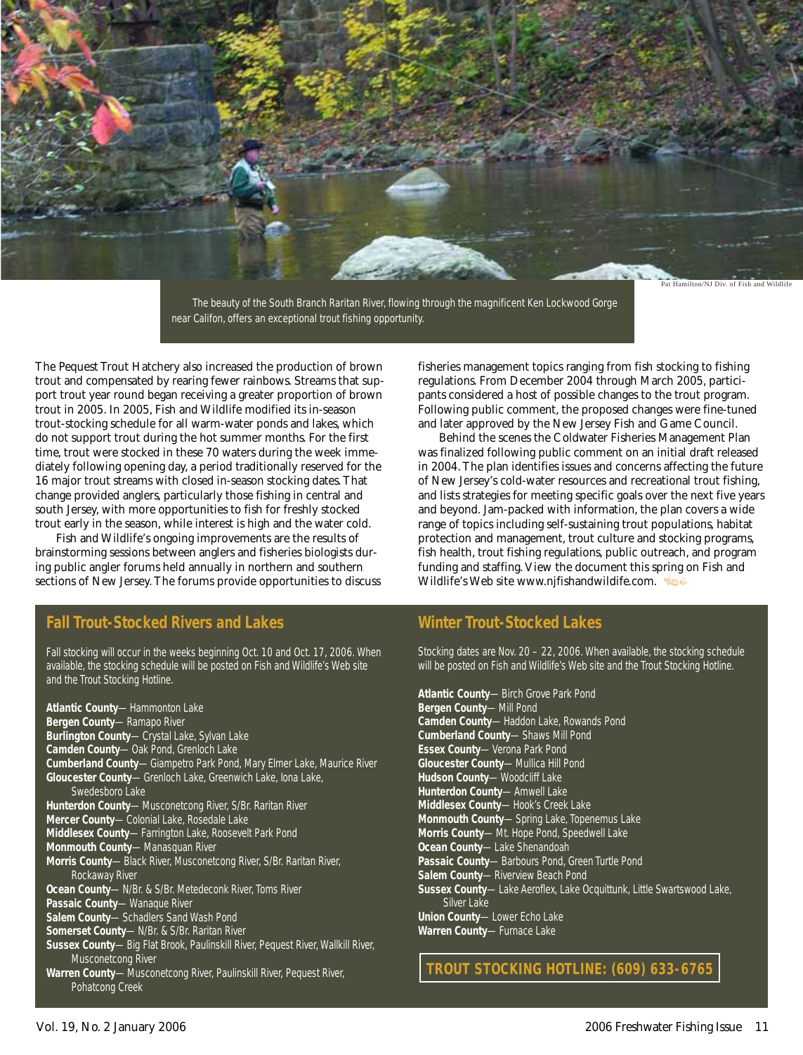The beauty of the South Branch Raritan River, flowing through the magnificent Ken Lockwood Gorge near Califon, offers an exceptional trout fishing opportunity.

Pat Hamilton/NJ Div. of Fish and Wildlife

The Pequest Trout Hatchery also increased the production of brown trout and compensated by rearing fewer rainbows. Streams that support trout year round began receiving a greater proportion of brown trout in 2005. In 2005, Fish and Wildlife modified its in-season trout-stocking schedule for all warm-water ponds and lakes, which do not support trout during the hot summer months. For the first time, trout were stocked in these 70 waters during the week immediately following opening day, a period traditionally reserved for the 16 major trout streams with closed in-season stocking dates. That change provided anglers, particularly those fishing in central and south Jersey, with more opportunities to fish for freshly stocked trout early in the season, while interest is high and the water cold.

Fish and Wildlife's ongoing improvements are the results of brainstorming sessions between anglers and fisheries biologists during public angler forums held annually in northern and southern sections of New Jersey. The forums provide opportunities to discuss fisheries management topics ranging from fish stocking to fishing regulations. From December 2004 through March 2005, participants considered a host of possible changes to the trout program. Following public comment, the proposed changes were fine-tuned and later approved by the New Jersey Fish and Game Council.

Behind the scenes the Coldwater Fisheries Management Plan was finalized following public comment on an initial draft released in 2004. The plan identifies issues and concerns affecting the future of New Jersey's cold-water resources and recreational trout fishing, and lists strategies for meeting specific goals over the next five years and beyond. Jam-packed with information, the plan covers a wide range of topics including self-sustaining trout populations, habitat protection and management, trout culture and stocking programs, fish health, trout fishing regulations, public outreach, and program funding and staffing. View the document this spring on Fish and Wildlife's Web site www.njfishandwildife.com.

## Fall Trout-Stocked Rivers and Lakes

Fall stocking will occur in the weeks beginning Oct. 10 and Oct. 17, 2006. When available, the stocking schedule will be posted on Fish and Wildlife's Web site and the Trout Stocking Hotline.

**Atlantic County**— Hammonton Lake
**Bergen County**— Ramapo River
**Burlington County**— Crystal Lake, Sylvan Lake
**Camden County**— Oak Pond, Grenloch Lake
**Cumberland County**— Giampetro Park Pond, Mary Elmer Lake, Maurice River
**Gloucester County**— Grenloch Lake, Greenwich Lake, Iona Lake, Swedesboro Lake
**Hunterdon County**— Musconetcong River, S/Br. Raritan River
**Mercer County**— Colonial Lake, Rosedale Lake
**Middlesex County**— Farrington Lake, Roosevelt Park Pond
**Monmouth County**— Manasquan River
**Morris County**— Black River, Musconetcong River, S/Br. Raritan River, Rockaway River
**Ocean County**— N/Br. & S/Br. Metedeconk River, Toms River
**Passaic County**— Wanaque River
**Salem County**— Schadlers Sand Wash Pond
**Somerset County**— N/Br. & S/Br. Raritan River
**Sussex County**— Big Flat Brook, Paulinskill River, Pequest River, Wallkill River, Musconetcong River
**Warren County**— Musconetcong River, Paulinskill River, Pequest River, Pohatcong Creek

## Winter Trout-Stocked Lakes

Stocking dates are Nov. 20 – 22, 2006. When available, the stocking schedule will be posted on Fish and Wildlife's Web site and the Trout Stocking Hotline.

**Atlantic County**— Birch Grove Park Pond
**Bergen County**— Mill Pond
**Camden County**— Haddon Lake, Rowands Pond
**Cumberland County**— Shaws Mill Pond
**Essex County**— Verona Park Pond
**Gloucester County**— Mullica Hill Pond
**Hudson County**— Woodcliff Lake
**Hunterdon County**— Amwell Lake
**Middlesex County**— Hook's Creek Lake
**Monmouth County**— Spring Lake, Topenemus Lake
**Morris County**— Mt. Hope Pond, Speedwell Lake
**Ocean County**— Lake Shenandoah
**Passaic County**— Barbours Pond, Green Turtle Pond
**Salem County**— Riverview Beach Pond
**Sussex County**— Lake Aeroflex, Lake Ocquittunk, Little Swartswood Lake, Silver Lake
**Union County**— Lower Echo Lake
**Warren County**— Furnace Lake

**TROUT STOCKING HOTLINE: (609) 633-6765**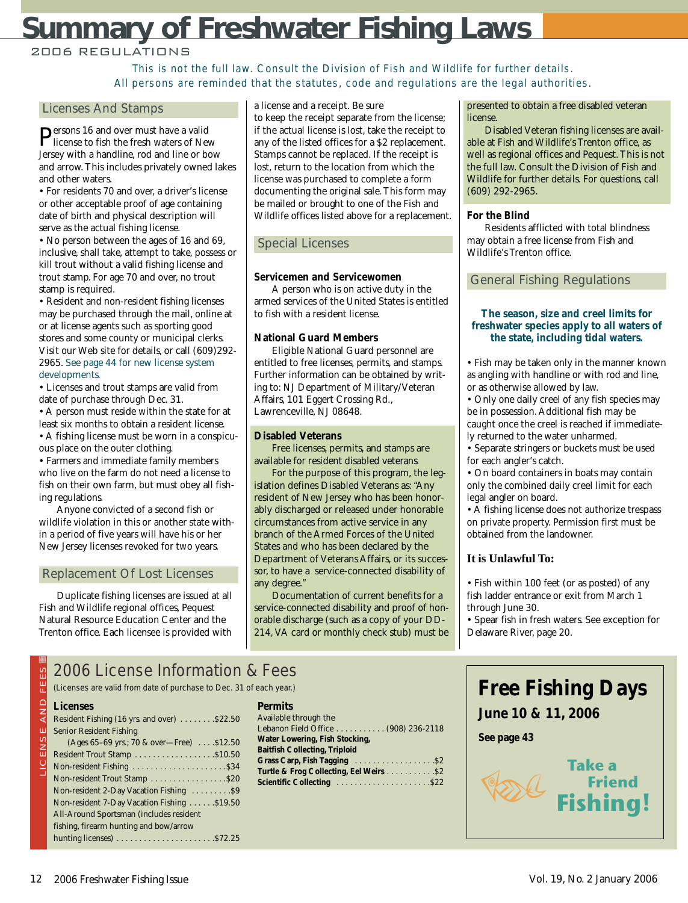# Summary of Freshwater Fishing Laws

2006 REGULATIONS

This is not the full law. Consult the Division of Fish and Wildlife for further details.
All persons are reminded that the statutes, code and regulations are the legal authorities.

## Licenses And Stamps

Persons 16 and over must have a valid license to fish the fresh waters of New Jersey with a handline, rod and line or bow and arrow. This includes privately owned lakes and other waters.

- For residents 70 and over, a driver's license or other acceptable proof of age containing date of birth and physical description will serve as the actual fishing license.
- No person between the ages of 16 and 69, inclusive, shall take, attempt to take, possess or kill trout without a valid fishing license and trout stamp. For age 70 and over, no trout stamp is required.
- Resident and non-resident fishing licenses may be purchased through the mail, online at or at license agents such as sporting good stores and some county or municipal clerks. Visit our Web site for details, or call (609)292-2965. See page 44 for new license system developments.
- Licenses and trout stamps are valid from date of purchase through Dec. 31.
- A person must reside within the state for at least six months to obtain a resident license.
- A fishing license must be worn in a conspicuous place on the outer clothing.
- Farmers and immediate family members who live on the farm do not need a license to fish on their own farm, but must obey all fishing regulations.

Anyone convicted of a second fish or wildlife violation in this or another state within a period of five years will have his or her New Jersey licenses revoked for two years.

## Replacement Of Lost Licenses

Duplicate fishing licenses are issued at all Fish and Wildlife regional offices, Pequest Natural Resource Education Center and the Trenton office. Each licensee is provided with a license and a receipt. Be sure to keep the receipt separate from the license; if the actual license is lost, take the receipt to any of the listed offices for a $2 replacement. Stamps cannot be replaced. If the receipt is lost, return to the location from which the license was purchased to complete a form documenting the original sale. This form may be mailed or brought to one of the Fish and Wildlife offices listed above for a replacement.

## Special Licenses

**Servicemen and Servicewomen**

A person who is on active duty in the armed services of the United States is entitled to fish with a resident license.

**National Guard Members**

Eligible National Guard personnel are entitled to free licenses, permits, and stamps. Further information can be obtained by writing to: NJ Department of Military/Veteran Affairs, 101 Eggert Crossing Rd., Lawrenceville, NJ 08648.

**Disabled Veterans**

Free licenses, permits, and stamps are available for resident disabled veterans.

For the purpose of this program, the legislation defines Disabled Veterans as: "Any resident of New Jersey who has been honorably discharged or released under honorable circumstances from active service in any branch of the Armed Forces of the United States and who has been declared by the Department of Veterans Affairs, or its successor, to have a service-connected disability of any degree."

Documentation of current benefits for a service-connected disability and proof of honorable discharge (such as a copy of your DD-214, VA card or monthly check stub) must be presented to obtain a free disabled veteran license.

Disabled Veteran fishing licenses are available at Fish and Wildlife's Trenton office, as well as regional offices and Pequest. This is not the full law. Consult the Division of Fish and Wildlife for further details. For questions, call (609) 292-2965.

**For the Blind**

Residents afflicted with total blindness may obtain a free license from Fish and Wildlife's Trenton office.

## General Fishing Regulations

**The season, size and creel limits for freshwater species apply to all waters of the state, including tidal waters.**

- Fish may be taken only in the manner known as angling with handline or with rod and line, or as otherwise allowed by law.
- Only one daily creel of any fish species may be in possession. Additional fish may be caught once the creel is reached if immediately returned to the water unharmed.
- Separate stringers or buckets must be used for each angler's catch.
- On board containers in boats may contain only the combined daily creel limit for each legal angler on board.
- A fishing license does not authorize trespass on private property. Permission first must be obtained from the landowner.

### It is Unlawful To:

- Fish within 100 feet (or as posted) of any fish ladder entrance or exit from March 1 through June 30.
- Spear fish in fresh waters. See exception for Delaware River, page 20.

## 2006 License Information & Fees

(Licenses are valid from date of purchase to Dec. 31 of each year.)

**Licenses**

| License | Fee |
|---|---|
| Resident Fishing (16 yrs. and over) | $22.50 |
| Senior Resident Fishing (Ages 65–69 yrs.; 70 & over—Free) | $12.50 |
| Resident Trout Stamp | $10.50 |
| Non-resident Fishing | $34 |
| Non-resident Trout Stamp | $20 |
| Non-resident 2-Day Vacation Fishing | $9 |
| Non-resident 7-Day Vacation Fishing | $19.50 |
| All-Around Sportsman (includes resident fishing, firearm hunting and bow/arrow hunting licenses) | $72.25 |

**Permits**

Available through the Lebanon Field Office ........... (908) 236-2118

| Permit | Fee |
|---|---|
| **Water Lowering, Fish Stocking, Baitfish Collecting, Triploid Grass Carp, Fish Tagging** | $2 |
| **Turtle & Frog Collecting, Eel Weirs** | $2 |
| **Scientific Collecting** | $22 |

## Free Fishing Days

**June 10 & 11, 2006**

**See page 43**

**Take a Friend Fishing!**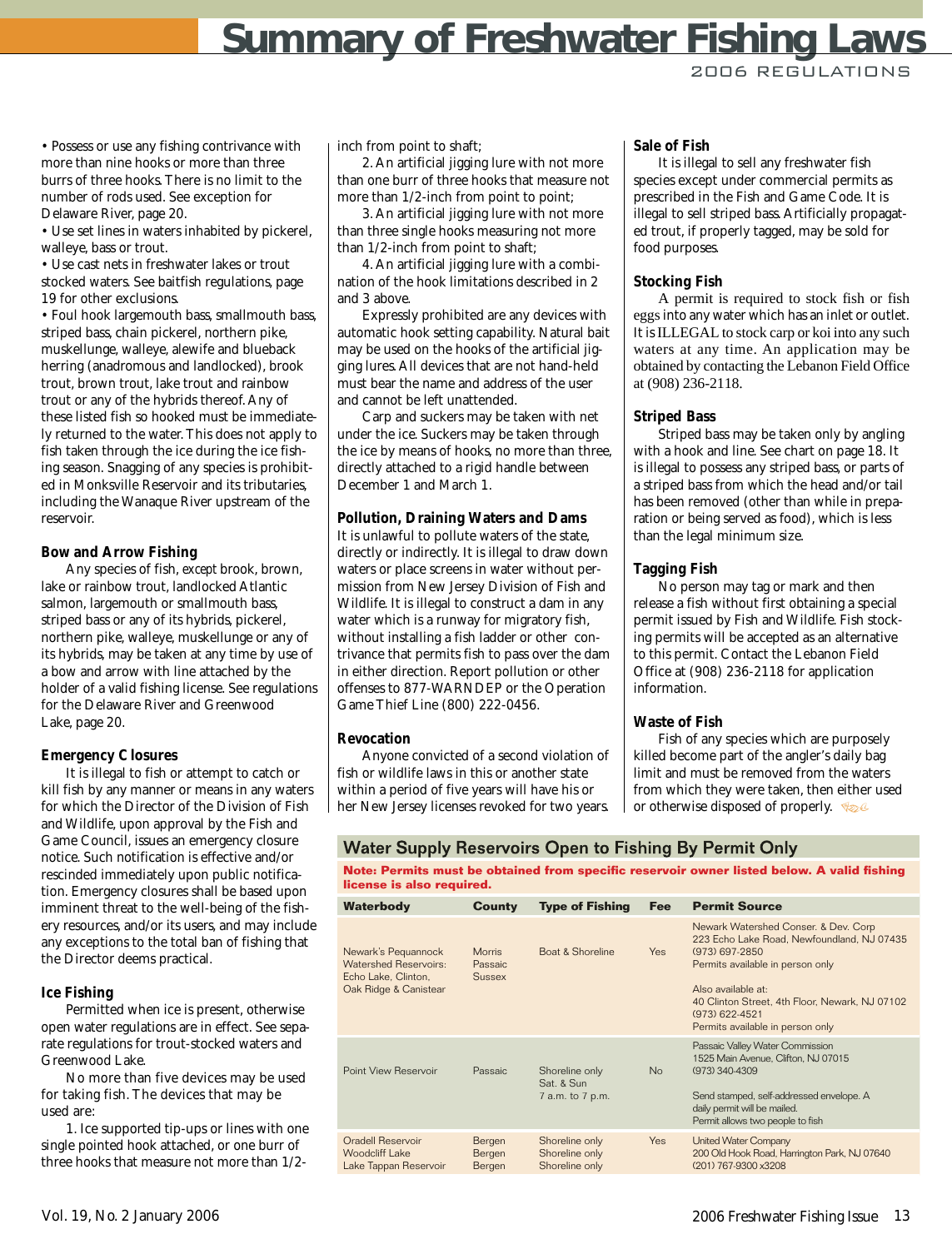# Summary of Freshwater Fishing Laws

2006 REGULATIONS

- Possess or use any fishing contrivance with more than nine hooks or more than three burrs of three hooks. There is no limit to the number of rods used. See exception for Delaware River, page 20.
- Use set lines in waters inhabited by pickerel, walleye, bass or trout.
- Use cast nets in freshwater lakes or trout stocked waters. See baitfish regulations, page 19 for other exclusions.
- Foul hook largemouth bass, smallmouth bass, striped bass, chain pickerel, northern pike, muskellunge, walleye, alewife and blueback herring (anadromous and landlocked), brook trout, brown trout, lake trout and rainbow trout or any of the hybrids thereof. Any of these listed fish so hooked must be immediately returned to the water. This does not apply to fish taken through the ice during the ice fishing season. Snagging of any species is prohibited in Monksville Reservoir and its tributaries, including the Wanaque River upstream of the reservoir.

### Bow and Arrow Fishing

Any species of fish, *except* brook, brown, lake or rainbow trout, landlocked Atlantic salmon, largemouth or smallmouth bass, striped bass or any of its hybrids, pickerel, northern pike, walleye, muskellunge or any of its hybrids, may be taken at any time by use of a bow and arrow with line attached by the holder of a valid fishing license. See regulations for the Delaware River and Greenwood Lake, page 20.

### Emergency Closures

It is illegal to fish or attempt to catch or kill fish by any manner or means in any waters for which the Director of the Division of Fish and Wildlife, upon approval by the Fish and Game Council, issues an emergency closure notice. Such notification is effective and/or rescinded immediately upon public notification. Emergency closures shall be based upon imminent threat to the well-being of the fishery resources, and/or its users, and may include any exceptions to the total ban of fishing that the Director deems practical.

### Ice Fishing

Permitted when ice is present, otherwise open water regulations are in effect. See separate regulations for trout-stocked waters and Greenwood Lake.

No more than five devices may be used for taking fish. The devices that may be used are:

1. Ice supported tip-ups or lines with one single pointed hook attached, or one burr of three hooks that measure not more than 1/2-inch from point to shaft;
2. An artificial jigging lure with not more than one burr of three hooks that measure not more than 1/2-inch from point to point;
3. An artificial jigging lure with not more than three single hooks measuring not more than 1/2-inch from point to shaft;
4. An artificial jigging lure with a combination of the hook limitations described in 2 and 3 above.

Expressly prohibited are any devices with automatic hook setting capability. Natural bait may be used on the hooks of the artificial jigging lures. All devices that are not hand-held must bear the name and address of the user and cannot be left unattended.

Carp and suckers may be taken with net under the ice. Suckers may be taken through the ice by means of hooks, no more than three, directly attached to a rigid handle between December 1 and March 1.

### Pollution, Draining Waters and Dams

It is unlawful to pollute waters of the state, directly or indirectly. It is illegal to draw down waters or place screens in water without permission from New Jersey Division of Fish and Wildlife. It is illegal to construct a dam in any water which is a runway for migratory fish, without installing a fish ladder or other contrivance that permits fish to pass over the dam in either direction. Report pollution or other offenses to 877-WARNDEP or the Operation Game Thief Line (800) 222-0456.

### Revocation

Anyone convicted of a second violation of fish or wildlife laws in this or another state within a period of five years will have his or her New Jersey licenses revoked for two years.

### Sale of Fish

It is illegal to sell any freshwater fish species except under commercial permits as prescribed in the Fish and Game Code. It is illegal to sell striped bass. Artificially propagated trout, if properly tagged, may be sold for food purposes.

### Stocking Fish

A permit is required to stock fish or fish eggs into any water which has an inlet or outlet. It is ILLEGAL to stock carp or koi into any such waters at any time. An application may be obtained by contacting the Lebanon Field Office at (908) 236-2118.

### Striped Bass

Striped bass may be taken only by angling with a hook and line. See chart on page 18. It is illegal to possess any striped bass, or parts of a striped bass from which the head and/or tail has been removed (other than while in preparation or being served as food), which is less than the legal minimum size.

### Tagging Fish

No person may tag or mark and then release a fish without first obtaining a special permit issued by Fish and Wildlife. Fish stocking permits will be accepted as an alternative to this permit. Contact the Lebanon Field Office at (908) 236-2118 for application information.

### Waste of Fish

Fish of any species which are purposely killed become part of the angler's daily bag limit and must be removed from the waters from which they were taken, then either used or otherwise disposed of properly.

## Water Supply Reservoirs Open to Fishing By Permit Only

**Note: Permits must be obtained from specific reservoir owner listed below. A valid fishing license is also required.**

| Waterbody | County | Type of Fishing | Fee | Permit Source |
|---|---|---|---|---|
| Newark's Pequannock Watershed Reservoirs: Echo Lake, Clinton, Oak Ridge & Canistear | Morris<br>Passaic<br>Sussex | Boat & Shoreline | Yes | Newark Watershed Conser. & Dev. Corp<br>223 Echo Lake Road, Newfoundland, NJ 07435<br>(973) 697-2850<br>Permits available in person only<br><br>Also available at:<br>40 Clinton Street, 4th Floor, Newark, NJ 07102<br>(973) 622-4521<br>Permits available in person only |
| Point View Reservoir | Passaic | Shoreline only<br>Sat. & Sun<br>7 a.m. to 7 p.m. | No | Passaic Valley Water Commission<br>1525 Main Avenue, Clifton, NJ 07015<br>(973) 340-4309<br><br>Send stamped, self-addressed envelope. A daily permit will be mailed.<br>Permit allows two people to fish |
| Oradell Reservoir<br>Woodcliff Lake<br>Lake Tappan Reservoir | Bergen<br>Bergen<br>Bergen | Shoreline only<br>Shoreline only<br>Shoreline only | Yes | United Water Company<br>200 Old Hook Road, Harrington Park, NJ 07640<br>(201) 767-9300 x3208 |